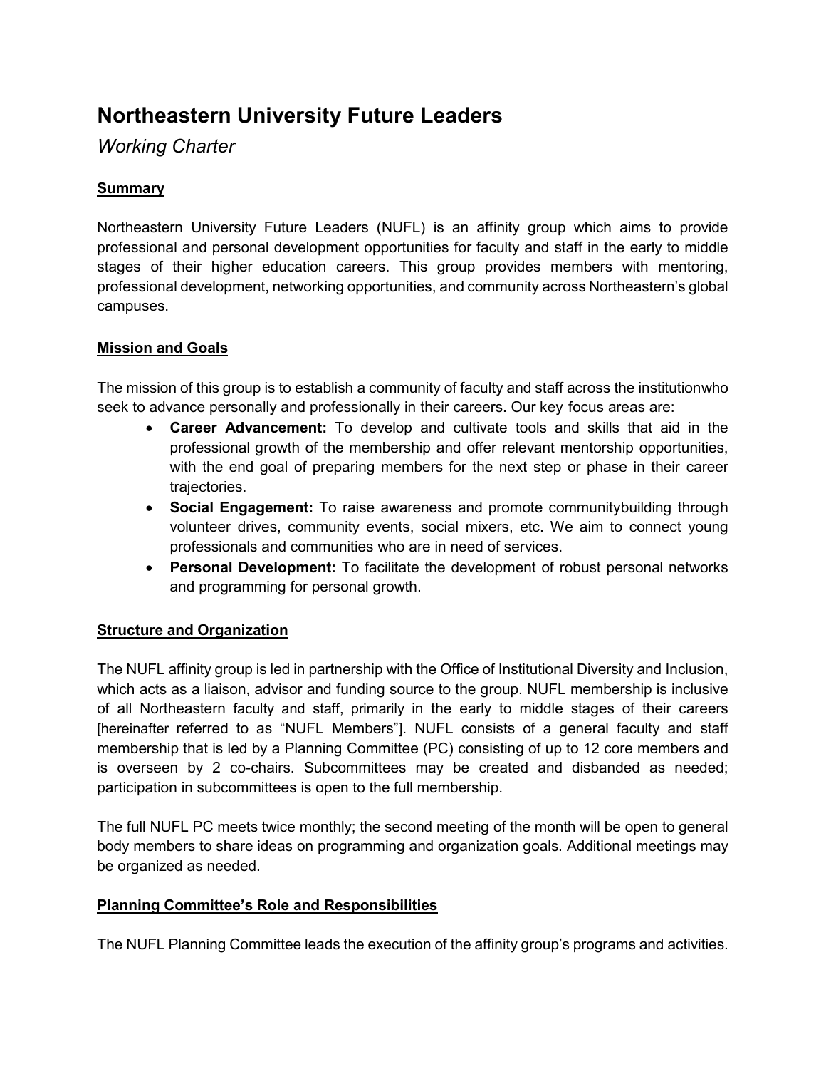# Northeastern University Future Leaders

*Working Charter*

## Summary

Northeastern University Future Leaders (NUFL) is an affinity group which aims to provide professional and personal development opportunities for faculty and staff in the early to middle stages of their higher education careers. This group provides members with mentoring, professional development, networking opportunities, and community across Northeastern's global campuses.

## Mission and Goals

The mission of this group is to establish a community of faculty and staff across the institutionwho seek to advance personally and professionally in their careers. Our key focus areas are:

- **Career Advancement:** To develop and cultivate tools and skills that aid in the professional growth of the membership and offer relevant mentorship opportunities, with the end goal of preparing members for the next step or phase in their career trajectories.
- **Social Engagement:** To raise awareness and promote communitybuilding through volunteer drives, community events, social mixers, etc. We aim to connect young professionals and communities who are in need of services.
- **Personal Development:** To facilitate the development of robust personal networks and programming for personal growth.

## Structure and Organization

The NUFL affinity group is led in partnership with the Office of Institutional Diversity and Inclusion, which acts as a liaison, advisor and funding source to the group. NUFL membership is inclusive of all Northeastern faculty and staff, primarily in the early to middle stages of their careers [hereinafter referred to as "NUFL Members"]. NUFL consists of a general faculty and staff membership that is led by a Planning Committee (PC) consisting of up to 12 core members and is overseen by 2 co-chairs. Subcommittees may be created and disbanded as needed; participation in subcommittees is open to the full membership.

The full NUFL PC meets twice monthly; the second meeting of the month will be open to general body members to share ideas on programming and organization goals. Additional meetings may be organized as needed.

## Planning Committee's Role and Responsibilities

The NUFL Planning Committee leads the execution of the affinity group's programs and activities.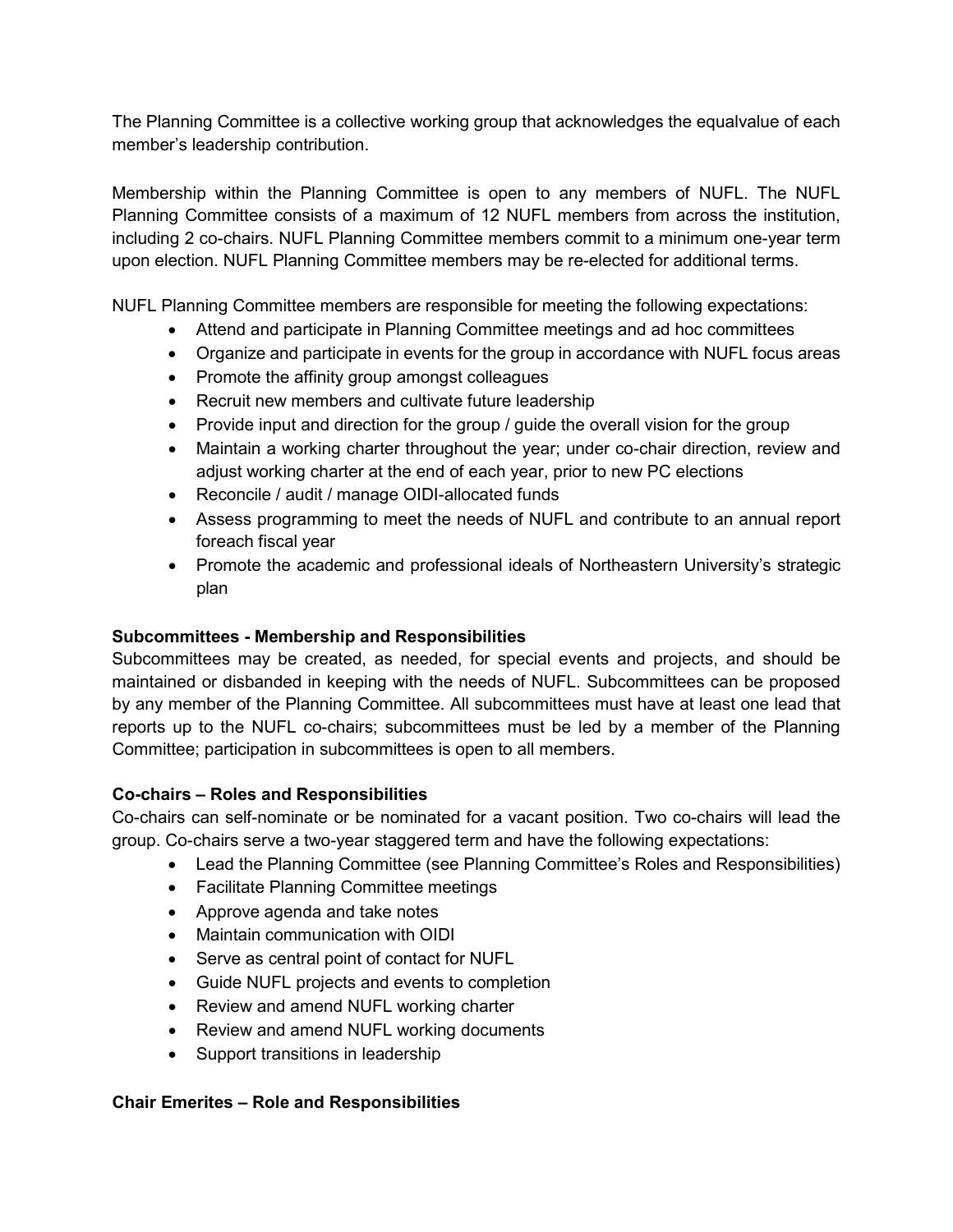The Planning Committee is a collective working group that acknowledges the equalvalue of each member's leadership contribution.

Membership within the Planning Committee is open to any members of NUFL. The NUFL Planning Committee consists of a maximum of 12 NUFL members from across the institution, including 2 co-chairs. NUFL Planning Committee members commit to a minimum one-year term upon election. NUFL Planning Committee members may be re-elected for additional terms.

NUFL Planning Committee members are responsible for meeting the following expectations:

- Attend and participate in Planning Committee meetings and ad hoc committees
- Organize and participate in events for the group in accordance with NUFL focus areas
- Promote the affinity group amongst colleagues
- Recruit new members and cultivate future leadership
- Provide input and direction for the group / guide the overall vision for the group
- Maintain a working charter throughout the year; under co-chair direction, review and adjust working charter at the end of each year, prior to new PC elections
- Reconcile / audit / manage OIDI-allocated funds
- Assess programming to meet the needs of NUFL and contribute to an annual report foreach fiscal year
- Promote the academic and professional ideals of Northeastern University's strategic plan

**Subcommittees - Membership and Responsibilities**

Subcommittees may be created, as needed, for special events and projects, and should be maintained or disbanded in keeping with the needs of NUFL. Subcommittees can be proposed by any member of the Planning Committee. All subcommittees must have at least one lead that reports up to the NUFL co-chairs; subcommittees must be led by a member of the Planning Committee; participation in subcommittees is open to all members.

**Co-chairs – Roles and Responsibilities**

Co-chairs can self-nominate or be nominated for a vacant position. Two co-chairs will lead the group. Co-chairs serve a two-year staggered term and have the following expectations:

- Lead the Planning Committee (see Planning Committee's Roles and Responsibilities)
- Facilitate Planning Committee meetings
- Approve agenda and take notes
- Maintain communication with OIDI
- Serve as central point of contact for NUFL
- Guide NUFL projects and events to completion
- Review and amend NUFL working charter
- Review and amend NUFL working documents
- Support transitions in leadership

**Chair Emerites – Role and Responsibilities**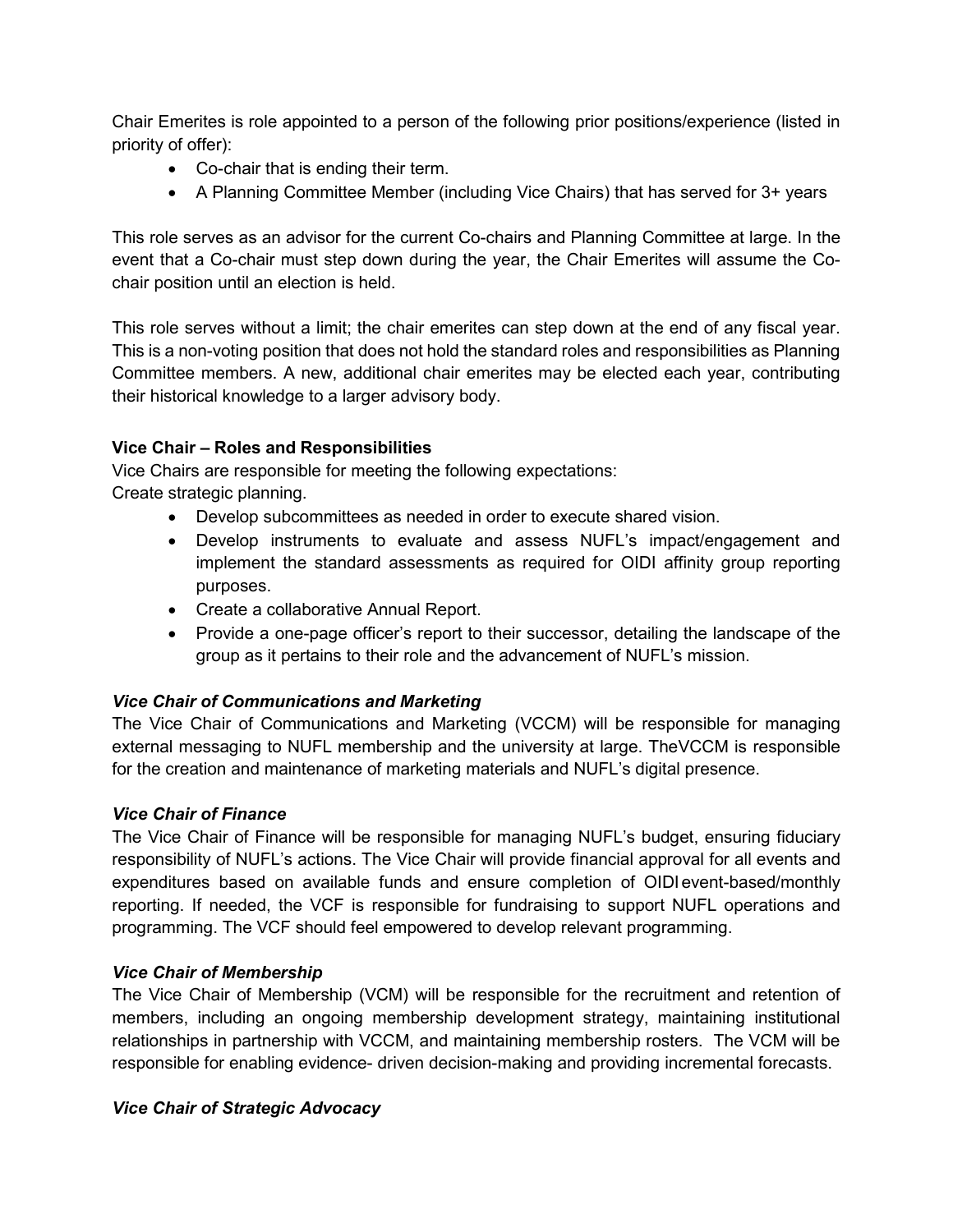Chair Emerites is role appointed to a person of the following prior positions/experience (listed in priority of offer):

- Co-chair that is ending their term.
- A Planning Committee Member (including Vice Chairs) that has served for 3+ years

This role serves as an advisor for the current Co-chairs and Planning Committee at large. In the event that a Co-chair must step down during the year, the Chair Emerites will assume the Co-chair position until an election is held.

This role serves without a limit; the chair emerites can step down at the end of any fiscal year. This is a non-voting position that does not hold the standard roles and responsibilities as Planning Committee members. A new, additional chair emerites may be elected each year, contributing their historical knowledge to a larger advisory body.

**Vice Chair – Roles and Responsibilities**

Vice Chairs are responsible for meeting the following expectations:
Create strategic planning.

- Develop subcommittees as needed in order to execute shared vision.
- Develop instruments to evaluate and assess NUFL's impact/engagement and implement the standard assessments as required for OIDI affinity group reporting purposes.
- Create a collaborative Annual Report.
- Provide a one-page officer's report to their successor, detailing the landscape of the group as it pertains to their role and the advancement of NUFL's mission.

***Vice Chair of Communications and Marketing***

The Vice Chair of Communications and Marketing (VCCM) will be responsible for managing external messaging to NUFL membership and the university at large. TheVCCM is responsible for the creation and maintenance of marketing materials and NUFL's digital presence.

***Vice Chair of Finance***

The Vice Chair of Finance will be responsible for managing NUFL's budget, ensuring fiduciary responsibility of NUFL's actions. The Vice Chair will provide financial approval for all events and expenditures based on available funds and ensure completion of OIDI event-based/monthly reporting. If needed, the VCF is responsible for fundraising to support NUFL operations and programming. The VCF should feel empowered to develop relevant programming.

***Vice Chair of Membership***

The Vice Chair of Membership (VCM) will be responsible for the recruitment and retention of members, including an ongoing membership development strategy, maintaining institutional relationships in partnership with VCCM, and maintaining membership rosters. The VCM will be responsible for enabling evidence- driven decision-making and providing incremental forecasts.

***Vice Chair of Strategic Advocacy***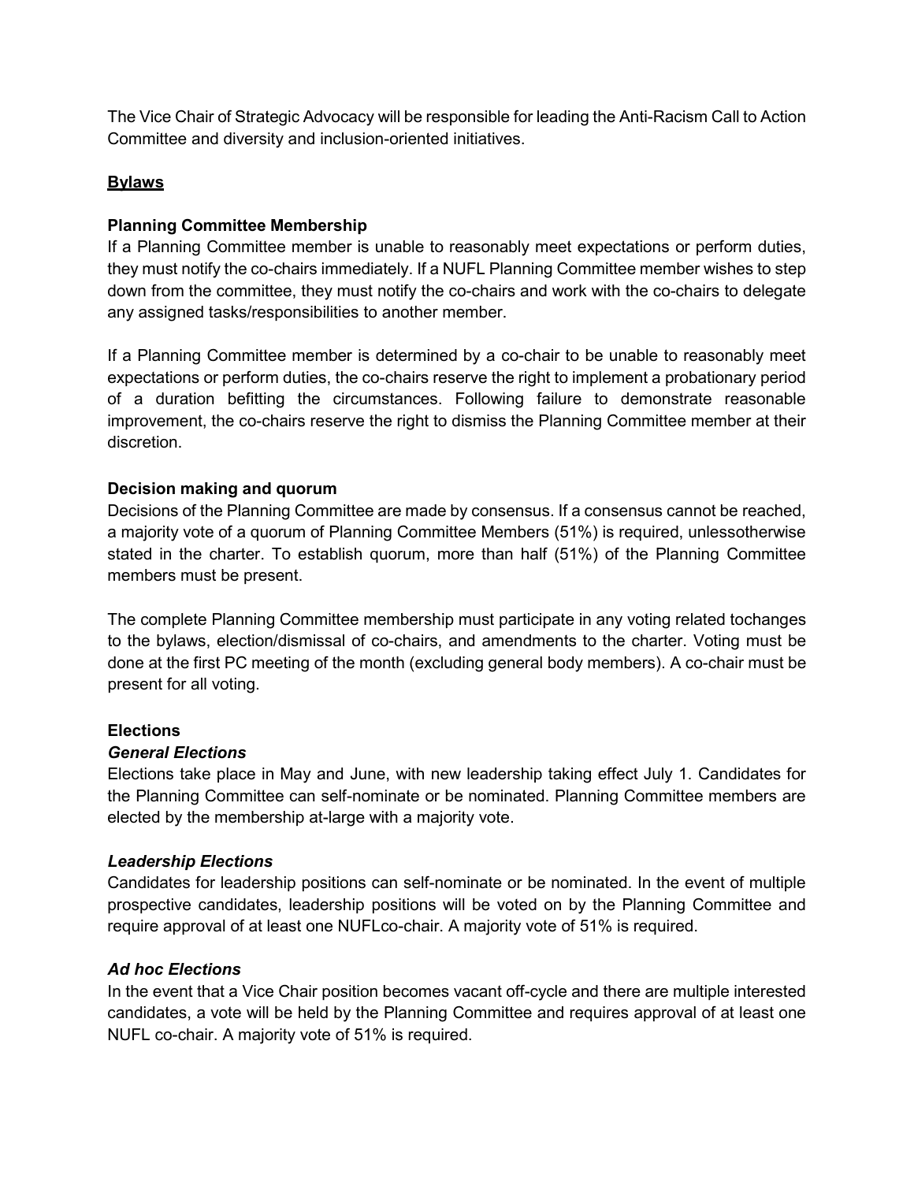The Vice Chair of Strategic Advocacy will be responsible for leading the Anti-Racism Call to Action Committee and diversity and inclusion-oriented initiatives.

## Bylaws

### Planning Committee Membership

If a Planning Committee member is unable to reasonably meet expectations or perform duties, they must notify the co-chairs immediately. If a NUFL Planning Committee member wishes to step down from the committee, they must notify the co-chairs and work with the co-chairs to delegate any assigned tasks/responsibilities to another member.

If a Planning Committee member is determined by a co-chair to be unable to reasonably meet expectations or perform duties, the co-chairs reserve the right to implement a probationary period of a duration befitting the circumstances. Following failure to demonstrate reasonable improvement, the co-chairs reserve the right to dismiss the Planning Committee member at their discretion.

### Decision making and quorum

Decisions of the Planning Committee are made by consensus. If a consensus cannot be reached, a majority vote of a quorum of Planning Committee Members (51%) is required, unlessotherwise stated in the charter. To establish quorum, more than half (51%) of the Planning Committee members must be present.

The complete Planning Committee membership must participate in any voting related tochanges to the bylaws, election/dismissal of co-chairs, and amendments to the charter. Voting must be done at the first PC meeting of the month (excluding general body members). A co-chair must be present for all voting.

### Elections

#### *General Elections*

Elections take place in May and June, with new leadership taking effect July 1. Candidates for the Planning Committee can self-nominate or be nominated. Planning Committee members are elected by the membership at-large with a majority vote.

#### *Leadership Elections*

Candidates for leadership positions can self-nominate or be nominated. In the event of multiple prospective candidates, leadership positions will be voted on by the Planning Committee and require approval of at least one NUFLco-chair. A majority vote of 51% is required.

#### *Ad hoc Elections*

In the event that a Vice Chair position becomes vacant off-cycle and there are multiple interested candidates, a vote will be held by the Planning Committee and requires approval of at least one NUFL co-chair. A majority vote of 51% is required.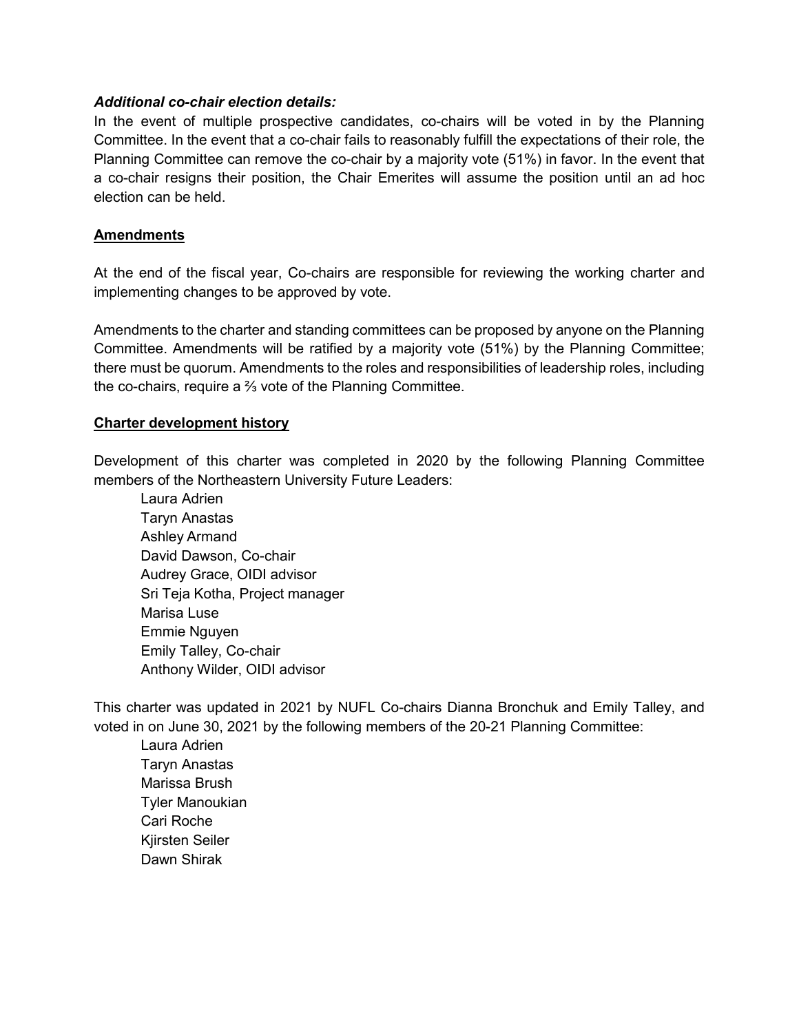***Additional co-chair election details:***

In the event of multiple prospective candidates, co-chairs will be voted in by the Planning Committee. In the event that a co-chair fails to reasonably fulfill the expectations of their role, the Planning Committee can remove the co-chair by a majority vote (51%) in favor. In the event that a co-chair resigns their position, the Chair Emerites will assume the position until an ad hoc election can be held.

## **<u>Amendments</u>**

At the end of the fiscal year, Co-chairs are responsible for reviewing the working charter and implementing changes to be approved by vote.

Amendments to the charter and standing committees can be proposed by anyone on the Planning Committee. Amendments will be ratified by a majority vote (51%) by the Planning Committee; there must be quorum. Amendments to the roles and responsibilities of leadership roles, including the co-chairs, require a ⅔ vote of the Planning Committee.

## **<u>Charter development history</u>**

Development of this charter was completed in 2020 by the following Planning Committee members of the Northeastern University Future Leaders:

Laura Adrien  
Taryn Anastas  
Ashley Armand  
David Dawson, Co-chair  
Audrey Grace, OIDI advisor  
Sri Teja Kotha, Project manager  
Marisa Luse  
Emmie Nguyen  
Emily Talley, Co-chair  
Anthony Wilder, OIDI advisor

This charter was updated in 2021 by NUFL Co-chairs Dianna Bronchuk and Emily Talley, and voted in on June 30, 2021 by the following members of the 20-21 Planning Committee:

Laura Adrien  
Taryn Anastas  
Marissa Brush  
Tyler Manoukian  
Cari Roche  
Kjirsten Seiler  
Dawn Shirak